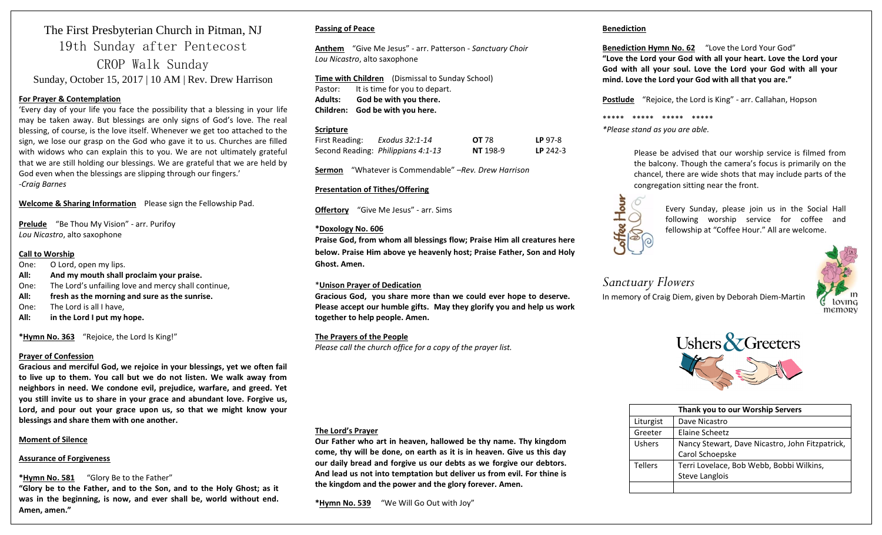# The First Presbyterian Church in Pitman, NJ

## 19th Sunday after Pentecost

## CROP Walk Sunday

Sunday, October 15, 2017 | 10 AM | Rev. Drew Harrison

**For Prayer & Contemplation**

'Every day of your life you face the possibility that a blessing in your life may be taken away. But blessings are only signs of God's love. The real blessing, of course, is the love itself. Whenever we get too attached to the sign, we lose our grasp on the God who gave it to us. Churches are filled with widows who can explain this to you. We are not ultimately grateful that we are still holding our blessings. We are grateful that we are held by God even when the blessings are slipping through our fingers.'
*-Craig Barnes*

**Welcome & Sharing Information** Please sign the Fellowship Pad.

**Prelude** "Be Thou My Vision" - arr. Purifoy
*Lou Nicastro*, alto saxophone

**Call to Worship**

One: O Lord, open my lips.
**All: And my mouth shall proclaim your praise.**
One: The Lord's unfailing love and mercy shall continue,
**All: fresh as the morning and sure as the sunrise.**
One: The Lord is all I have,
**All: in the Lord I put my hope.**

***Hymn No. 363** "Rejoice, the Lord Is King!"

**Prayer of Confession**

**Gracious and merciful God, we rejoice in your blessings, yet we often fail to live up to them. You call but we do not listen. We walk away from neighbors in need. We condone evil, prejudice, warfare, and greed. Yet you still invite us to share in your grace and abundant love. Forgive us, Lord, and pour out your grace upon us, so that we might know your blessings and share them with one another.**

**Moment of Silence**

**Assurance of Forgiveness**

***Hymn No. 581** "Glory Be to the Father"
**"Glory be to the Father, and to the Son, and to the Holy Ghost; as it was in the beginning, is now, and ever shall be, world without end. Amen, amen."**

**Passing of Peace**

**Anthem** "Give Me Jesus" - arr. Patterson - *Sanctuary Choir*
*Lou Nicastro*, alto saxophone

**Time with Children** (Dismissal to Sunday School)
Pastor: It is time for you to depart.
**Adults: God be with you there.**
**Children: God be with you here.**

**Scripture**

| | | | |
|---|---|---|---|
| First Reading: | *Exodus 32:1-14* | **OT** 78 | **LP** 97-8 |
| Second Reading: | *Philippians 4:1-13* | **NT** 198-9 | **LP** 242-3 |

**Sermon** "Whatever is Commendable" –*Rev. Drew Harrison*

**Presentation of Tithes/Offering**

**Offertory** "Give Me Jesus" - arr. Sims

***Doxology No. 606**
**Praise God, from whom all blessings flow; Praise Him all creatures here below. Praise Him above ye heavenly host; Praise Father, Son and Holy Ghost. Amen.**

***Unison Prayer of Dedication**
**Gracious God, you share more than we could ever hope to deserve. Please accept our humble gifts. May they glorify you and help us work together to help people. Amen.**

**The Prayers of the People**
*Please call the church office for a copy of the prayer list.*

**The Lord's Prayer**
**Our Father who art in heaven, hallowed be thy name. Thy kingdom come, thy will be done, on earth as it is in heaven. Give us this day our daily bread and forgive us our debts as we forgive our debtors. And lead us not into temptation but deliver us from evil. For thine is the kingdom and the power and the glory forever. Amen.**

***Hymn No. 539** "We Will Go Out with Joy"

**Benediction**

**Benediction Hymn No. 62** "Love the Lord Your God"
**"Love the Lord your God with all your heart. Love the Lord your God with all your soul. Love the Lord your God with all your mind. Love the Lord your God with all that you are."**

**Postlude** "Rejoice, the Lord is King" - arr. Callahan, Hopson

***** ***** ***** *****

*\*Please stand as you are able.*

Please be advised that our worship service is filmed from the balcony. Though the camera's focus is primarily on the chancel, there are wide shots that may include parts of the congregation sitting near the front.

Coffee Hour

Every Sunday, please join us in the Social Hall following worship service for coffee and fellowship at "Coffee Hour." All are welcome.

## Sanctuary Flowers

In memory of Craig Diem, given by Deborah Diem-Martin

In loving memory

Ushers & Greeters

| Thank you to our Worship Servers | |
|---|---|
| Liturgist | Dave Nicastro |
| Greeter | Elaine Scheetz |
| Ushers | Nancy Stewart, Dave Nicastro, John Fitzpatrick, Carol Schoepske |
| Tellers | Terri Lovelace, Bob Webb, Bobbi Wilkins, Steve Langlois |
| | |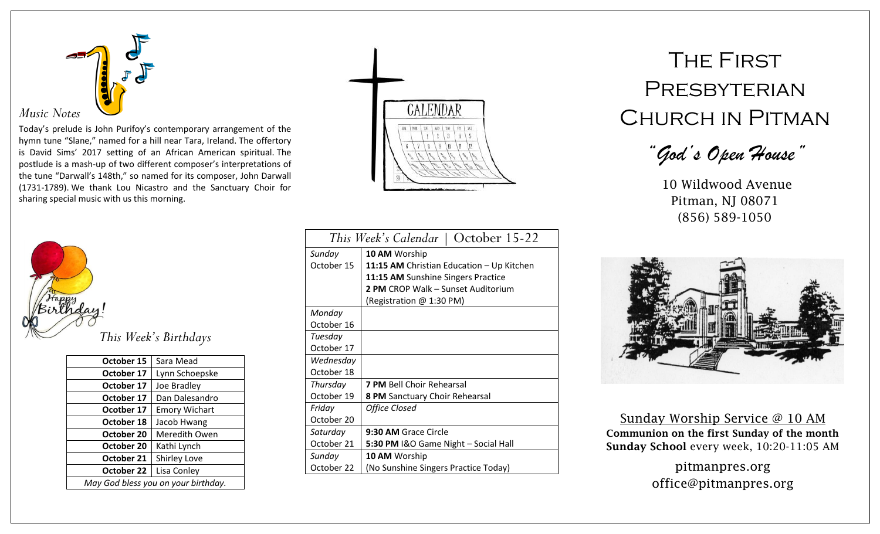## *Music Notes*

Today's prelude is John Purifoy's contemporary arrangement of the hymn tune "Slane," named for a hill near Tara, Ireland. The offertory is David Sims' 2017 setting of an African American spiritual. The postlude is a mash-up of two different composer's interpretations of the tune "Darwall's 148th," so named for its composer, John Darwall (1731-1789). We thank Lou Nicastro and the Sanctuary Choir for sharing special music with us this morning.

## *This Week's Birthdays*

| | |
|---|---|
| **October 15** | Sara Mead |
| **October 17** | Lynn Schoepske |
| **October 17** | Joe Bradley |
| **October 17** | Dan Dalesandro |
| **Ocotber 17** | Emory Wichart |
| **October 18** | Jacob Hwang |
| **October 20** | Meredith Owen |
| **October 20** | Kathi Lynch |
| **October 21** | Shirley Love |
| **October 22** | Lisa Conley |
| *May God bless you on your birthday.* | |

## *This Week's Calendar* | October 15-22

| | |
|---|---|
| *Sunday* October 15 | **10 AM** Worship<br>**11:15 AM** Christian Education – Up Kitchen<br>**11:15 AM** Sunshine Singers Practice<br>**2 PM** CROP Walk – Sunset Auditorium<br>(Registration @ 1:30 PM) |
| *Monday* October 16 | |
| *Tuesday* October 17 | |
| *Wednesday* October 18 | |
| *Thursday* October 19 | **7 PM** Bell Choir Rehearsal<br>**8 PM** Sanctuary Choir Rehearsal |
| *Friday* October 20 | *Office Closed* |
| *Saturday* October 21 | **9:30 AM** Grace Circle<br>**5:30 PM** I&O Game Night – Social Hall |
| *Sunday* October 22 | **10 AM** Worship<br>(No Sunshine Singers Practice Today) |

# The First Presbyterian Church in Pitman

*"God's Open House"*

10 Wildwood Avenue
Pitman, NJ 08071
(856) 589-1050

Sunday Worship Service @ 10 AM

**Communion on the first Sunday of the month**

**Sunday School** every week, 10:20-11:05 AM

pitmanpres.org
office@pitmanpres.org